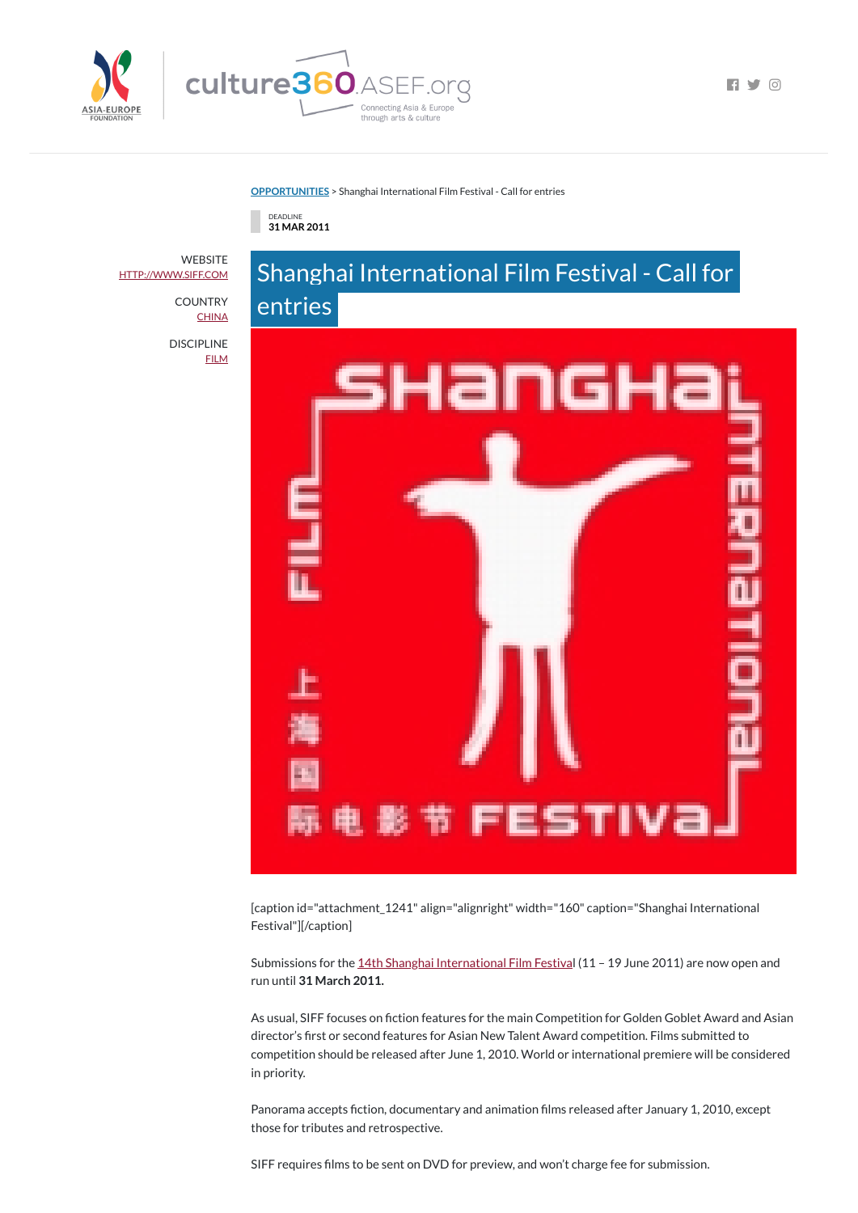OPPORTUNITIES > Shanghai International Film Festival - Call for entries

DEADLINE
**31 MAR 2011**

WEBSITE
HTTP://WWW.SIFF.COM

COUNTRY
CHINA

DISCIPLINE
FILM

# Shanghai International Film Festival - Call for entries

[caption id="attachment_1241" align="alignright" width="160" caption="Shanghai International Festival"][/caption]

Submissions for the 14th Shanghai International Film Festival (11 – 19 June 2011) are now open and run until **31 March 2011.**

As usual, SIFF focuses on fiction features for the main Competition for Golden Goblet Award and Asian director's first or second features for Asian New Talent Award competition. Films submitted to competition should be released after June 1, 2010. World or international premiere will be considered in priority.

Panorama accepts fiction, documentary and animation films released after January 1, 2010, except those for tributes and retrospective.

SIFF requires films to be sent on DVD for preview, and won't charge fee for submission.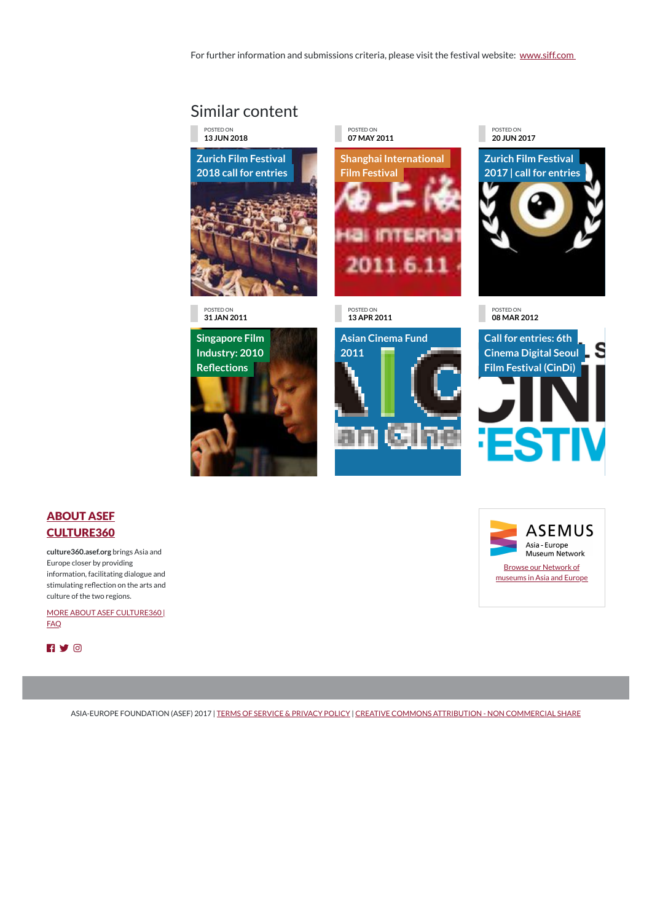For further information and submissions criteria, please visit the festival website: www.siff.com

## Similar content

POSTED ON
13 JUN 2018

Zurich Film Festival 2018 call for entries

POSTED ON
07 MAY 2011

Shanghai International Film Festival

POSTED ON
20 JUN 2017

Zurich Film Festival 2017 | call for entries

POSTED ON
31 JAN 2011

Singapore Film Industry: 2010 Reflections

POSTED ON
13 APR 2011

Asian Cinema Fund 2011

POSTED ON
08 MAR 2012

Call for entries: 6th Cinema Digital Seoul Film Festival (CinDi)

**ABOUT ASEF CULTURE360**

**culture360.asef.org** brings Asia and Europe closer by providing information, facilitating dialogue and stimulating reflection on the arts and culture of the two regions.

MORE ABOUT ASEF CULTURE360 | FAQ

ASEMUS
Asia - Europe Museum Network

Browse our Network of museums in Asia and Europe

ASIA-EUROPE FOUNDATION (ASEF) 2017 | TERMS OF SERVICE & PRIVACY POLICY | CREATIVE COMMONS ATTRIBUTION - NON COMMERCIAL SHARE